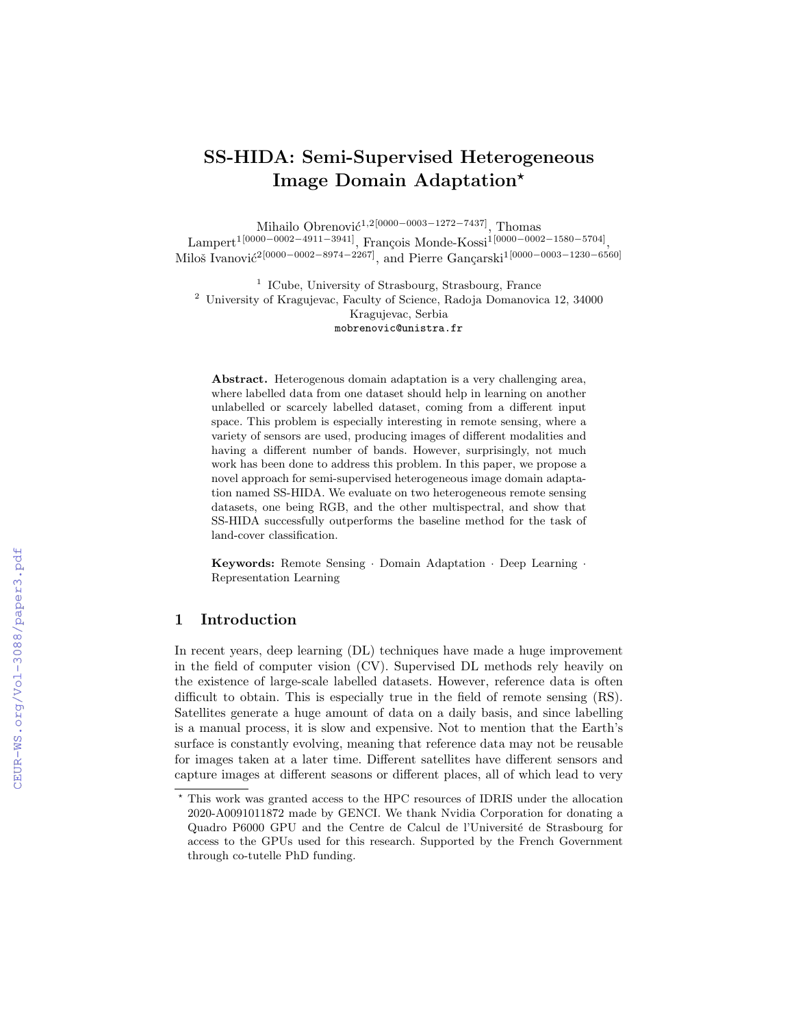# SS-HIDA: Semi-Supervised Heterogeneous Image Domain Adaptation*

Mihailo Obrenović[1,2[0000−0003−1272−7437]], Thomas Lampert[1[0000−0002−4911−3941]], François Monde-Kossi[1[0000−0002−1580−5704]], Miloš Ivanović[2[0000−0002−8974−2267]], and Pierre Gançarski[1[0000−0003−1230−6560]]

[1] ICube, University of Strasbourg, Strasbourg, France
[2] University of Kragujevac, Faculty of Science, Radoja Domanovica 12, 34000 Kragujevac, Serbia
mobrenovic@unistra.fr

**Abstract.** Heterogenous domain adaptation is a very challenging area, where labelled data from one dataset should help in learning on another unlabelled or scarcely labelled dataset, coming from a different input space. This problem is especially interesting in remote sensing, where a variety of sensors are used, producing images of different modalities and having a different number of bands. However, surprisingly, not much work has been done to address this problem. In this paper, we propose a novel approach for semi-supervised heterogeneous image domain adaptation named SS-HIDA. We evaluate on two heterogeneous remote sensing datasets, one being RGB, and the other multispectral, and show that SS-HIDA successfully outperforms the baseline method for the task of land-cover classification.

**Keywords:** Remote Sensing · Domain Adaptation · Deep Learning · Representation Learning

## 1 Introduction

In recent years, deep learning (DL) techniques have made a huge improvement in the field of computer vision (CV). Supervised DL methods rely heavily on the existence of large-scale labelled datasets. However, reference data is often difficult to obtain. This is especially true in the field of remote sensing (RS). Satellites generate a huge amount of data on a daily basis, and since labelling is a manual process, it is slow and expensive. Not to mention that the Earth's surface is constantly evolving, meaning that reference data may not be reusable for images taken at a later time. Different satellites have different sensors and capture images at different seasons or different places, all of which lead to very

* This work was granted access to the HPC resources of IDRIS under the allocation 2020-A0091011872 made by GENCI. We thank Nvidia Corporation for donating a Quadro P6000 GPU and the Centre de Calcul de l'Université de Strasbourg for access to the GPUs used for this research. Supported by the French Government through co-tutelle PhD funding.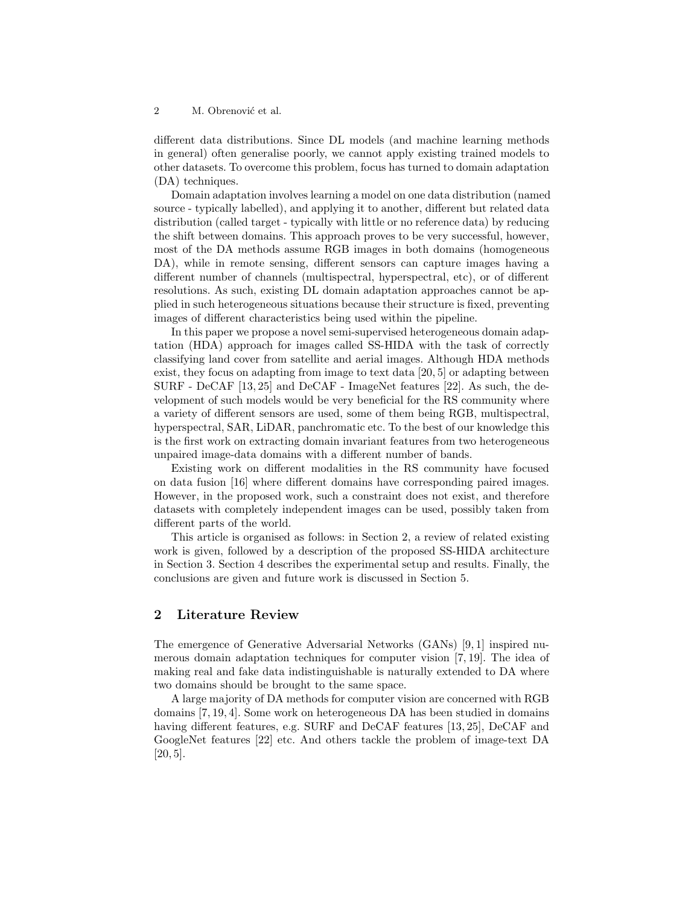different data distributions. Since DL models (and machine learning methods in general) often generalise poorly, we cannot apply existing trained models to other datasets. To overcome this problem, focus has turned to domain adaptation (DA) techniques.

Domain adaptation involves learning a model on one data distribution (named source - typically labelled), and applying it to another, different but related data distribution (called target - typically with little or no reference data) by reducing the shift between domains. This approach proves to be very successful, however, most of the DA methods assume RGB images in both domains (homogeneous DA), while in remote sensing, different sensors can capture images having a different number of channels (multispectral, hyperspectral, etc), or of different resolutions. As such, existing DL domain adaptation approaches cannot be applied in such heterogeneous situations because their structure is fixed, preventing images of different characteristics being used within the pipeline.

In this paper we propose a novel semi-supervised heterogeneous domain adaptation (HDA) approach for images called SS-HIDA with the task of correctly classifying land cover from satellite and aerial images. Although HDA methods exist, they focus on adapting from image to text data [20, 5] or adapting between SURF - DeCAF [13, 25] and DeCAF - ImageNet features [22]. As such, the development of such models would be very beneficial for the RS community where a variety of different sensors are used, some of them being RGB, multispectral, hyperspectral, SAR, LiDAR, panchromatic etc. To the best of our knowledge this is the first work on extracting domain invariant features from two heterogeneous unpaired image-data domains with a different number of bands.

Existing work on different modalities in the RS community have focused on data fusion [16] where different domains have corresponding paired images. However, in the proposed work, such a constraint does not exist, and therefore datasets with completely independent images can be used, possibly taken from different parts of the world.

This article is organised as follows: in Section 2, a review of related existing work is given, followed by a description of the proposed SS-HIDA architecture in Section 3. Section 4 describes the experimental setup and results. Finally, the conclusions are given and future work is discussed in Section 5.

## 2 Literature Review

The emergence of Generative Adversarial Networks (GANs) [9, 1] inspired numerous domain adaptation techniques for computer vision [7, 19]. The idea of making real and fake data indistinguishable is naturally extended to DA where two domains should be brought to the same space.

A large majority of DA methods for computer vision are concerned with RGB domains [7, 19, 4]. Some work on heterogeneous DA has been studied in domains having different features, e.g. SURF and DeCAF features [13, 25], DeCAF and GoogleNet features [22] etc. And others tackle the problem of image-text DA [20, 5].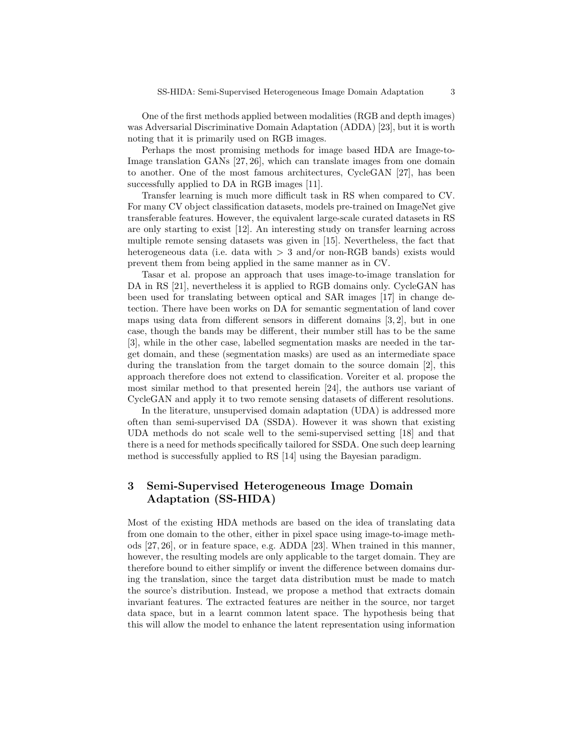One of the first methods applied between modalities (RGB and depth images) was Adversarial Discriminative Domain Adaptation (ADDA) [23], but it is worth noting that it is primarily used on RGB images.

Perhaps the most promising methods for image based HDA are Image-to-Image translation GANs [27, 26], which can translate images from one domain to another. One of the most famous architectures, CycleGAN [27], has been successfully applied to DA in RGB images [11].

Transfer learning is much more difficult task in RS when compared to CV. For many CV object classification datasets, models pre-trained on ImageNet give transferable features. However, the equivalent large-scale curated datasets in RS are only starting to exist [12]. An interesting study on transfer learning across multiple remote sensing datasets was given in [15]. Nevertheless, the fact that heterogeneous data (i.e. data with $> 3$ and/or non-RGB bands) exists would prevent them from being applied in the same manner as in CV.

Tasar et al. propose an approach that uses image-to-image translation for DA in RS [21], nevertheless it is applied to RGB domains only. CycleGAN has been used for translating between optical and SAR images [17] in change detection. There have been works on DA for semantic segmentation of land cover maps using data from different sensors in different domains [3, 2], but in one case, though the bands may be different, their number still has to be the same [3], while in the other case, labelled segmentation masks are needed in the target domain, and these (segmentation masks) are used as an intermediate space during the translation from the target domain to the source domain [2], this approach therefore does not extend to classification. Voreiter et al. propose the most similar method to that presented herein [24], the authors use variant of CycleGAN and apply it to two remote sensing datasets of different resolutions.

In the literature, unsupervised domain adaptation (UDA) is addressed more often than semi-supervised DA (SSDA). However it was shown that existing UDA methods do not scale well to the semi-supervised setting [18] and that there is a need for methods specifically tailored for SSDA. One such deep learning method is successfully applied to RS [14] using the Bayesian paradigm.

## 3 Semi-Supervised Heterogeneous Image Domain Adaptation (SS-HIDA)

Most of the existing HDA methods are based on the idea of translating data from one domain to the other, either in pixel space using image-to-image methods [27, 26], or in feature space, e.g. ADDA [23]. When trained in this manner, however, the resulting models are only applicable to the target domain. They are therefore bound to either simplify or invent the difference between domains during the translation, since the target data distribution must be made to match the source's distribution. Instead, we propose a method that extracts domain invariant features. The extracted features are neither in the source, nor target data space, but in a learnt common latent space. The hypothesis being that this will allow the model to enhance the latent representation using information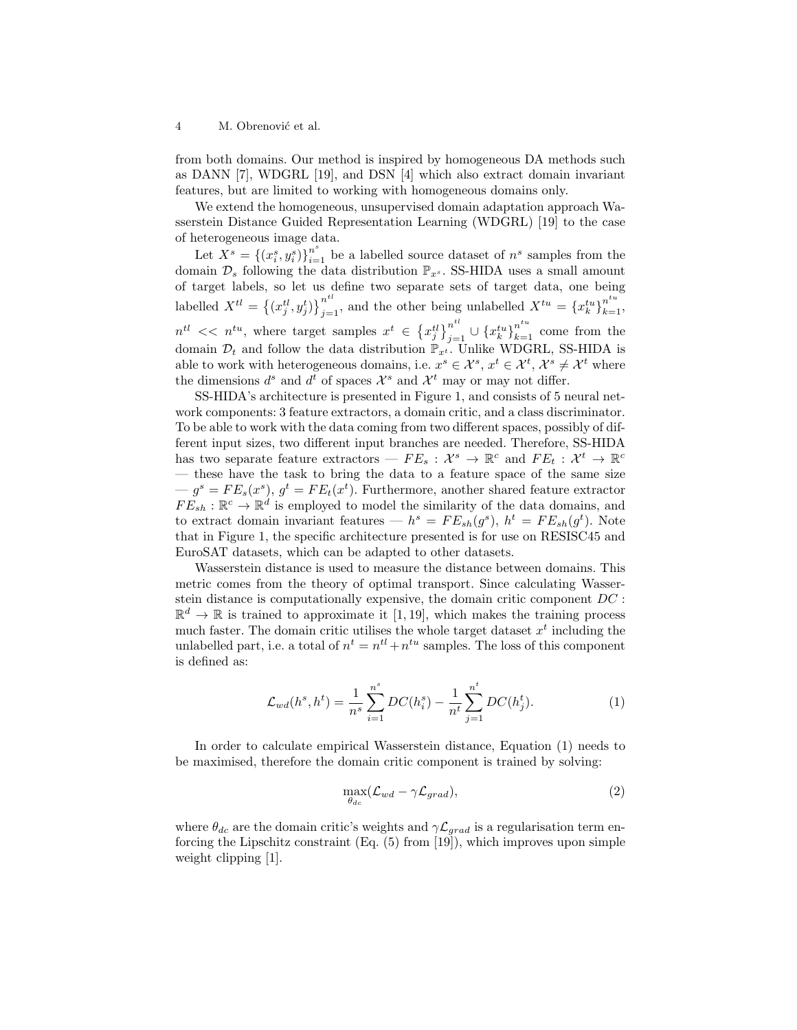from both domains. Our method is inspired by homogeneous DA methods such as DANN [7], WDGRL [19], and DSN [4] which also extract domain invariant features, but are limited to working with homogeneous domains only.

We extend the homogeneous, unsupervised domain adaptation approach Wasserstein Distance Guided Representation Learning (WDGRL) [19] to the case of heterogeneous image data.

Let $X^s = \{(x_i^s, y_i^s)\}_{i=1}^{n^s}$ be a labelled source dataset of $n^s$ samples from the domain $\mathcal{D}_s$ following the data distribution $\mathbb{P}_{x^s}$. SS-HIDA uses a small amount of target labels, so let us define two separate sets of target data, one being labelled $X^{tl} = \{(x_j^{tl}, y_j^t)\}_{j=1}^{n^{tl}}$, and the other being unlabelled $X^{tu} = \{x_k^{tu}\}_{k=1}^{n^{tu}}$, $n^{tl} << n^{tu}$, where target samples $x^t \in \{x_j^{tl}\}_{j=1}^{n^{tl}} \cup \{x_k^{tu}\}_{k=1}^{n^{tu}}$ come from the domain $\mathcal{D}_t$ and follow the data distribution $\mathbb{P}_{x^t}$. Unlike WDGRL, SS-HIDA is able to work with heterogeneous domains, i.e. $x^s \in \mathcal{X}^s$, $x^t \in \mathcal{X}^t$, $\mathcal{X}^s \neq \mathcal{X}^t$ where the dimensions $d^s$ and $d^t$ of spaces $\mathcal{X}^s$ and $\mathcal{X}^t$ may or may not differ.

SS-HIDA's architecture is presented in Figure 1, and consists of 5 neural network components: 3 feature extractors, a domain critic, and a class discriminator. To be able to work with the data coming from two different spaces, possibly of different input sizes, two different input branches are needed. Therefore, SS-HIDA has two separate feature extractors — $FE_s : \mathcal{X}^s \to \mathbb{R}^c$ and $FE_t : \mathcal{X}^t \to \mathbb{R}^c$ — these have the task to bring the data to a feature space of the same size — $g^s = FE_s(x^s)$, $g^t = FE_t(x^t)$. Furthermore, another shared feature extractor $FE_{sh} : \mathbb{R}^c \to \mathbb{R}^d$ is employed to model the similarity of the data domains, and to extract domain invariant features — $h^s = FE_{sh}(g^s)$, $h^t = FE_{sh}(g^t)$. Note that in Figure 1, the specific architecture presented is for use on RESISC45 and EuroSAT datasets, which can be adapted to other datasets.

Wasserstein distance is used to measure the distance between domains. This metric comes from the theory of optimal transport. Since calculating Wasserstein distance is computationally expensive, the domain critic component $DC : \mathbb{R}^d \to \mathbb{R}$ is trained to approximate it [1, 19], which makes the training process much faster. The domain critic utilises the whole target dataset $x^t$ including the unlabelled part, i.e. a total of $n^t = n^{tl} + n^{tu}$ samples. The loss of this component is defined as:

$$\mathcal{L}_{wd}(h^s, h^t) = \frac{1}{n^s} \sum_{i=1}^{n^s} DC(h_i^s) - \frac{1}{n^t} \sum_{j=1}^{n^t} DC(h_j^t). \tag{1}$$

In order to calculate empirical Wasserstein distance, Equation (1) needs to be maximised, therefore the domain critic component is trained by solving:

$$\max_{\theta_{dc}} (\mathcal{L}_{wd} - \gamma \mathcal{L}_{grad}), \tag{2}$$

where $\theta_{dc}$ are the domain critic's weights and $\gamma \mathcal{L}_{grad}$ is a regularisation term enforcing the Lipschitz constraint (Eq. (5) from [19]), which improves upon simple weight clipping [1].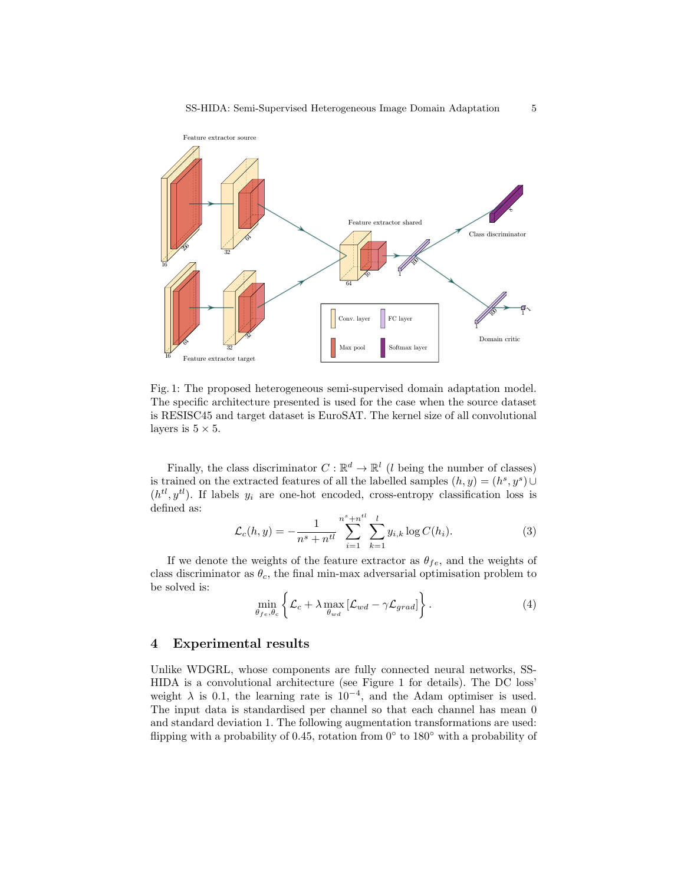Fig. 1: The proposed heterogeneous semi-supervised domain adaptation model. The specific architecture presented is used for the case when the source dataset is RESISC45 and target dataset is EuroSAT. The kernel size of all convolutional layers is $5 \times 5$.

Finally, the class discriminator $C : \mathbb{R}^d \to \mathbb{R}^l$ ($l$ being the number of classes) is trained on the extracted features of all the labelled samples $(h, y) = (h^s, y^s) \cup (h^{tl}, y^{tl})$. If labels $y_i$ are one-hot encoded, cross-entropy classification loss is defined as:

$$\mathcal{L}_c(h, y) = -\frac{1}{n^s + n^{tl}} \sum_{i=1}^{n^s+n^{tl}} \sum_{k=1}^{l} y_{i,k} \log C(h_i). \tag{3}$$

If we denote the weights of the feature extractor as $\theta_{fe}$, and the weights of class discriminator as $\theta_c$, the final min-max adversarial optimisation problem to be solved is:

$$\min_{\theta_{fe}, \theta_c} \left\{ \mathcal{L}_c + \lambda \max_{\theta_{wd}} \left[ \mathcal{L}_{wd} - \gamma \mathcal{L}_{grad} \right] \right\}. \tag{4}$$

## 4 Experimental results

Unlike WDGRL, whose components are fully connected neural networks, SS-HIDA is a convolutional architecture (see Figure 1 for details). The DC loss' weight $\lambda$ is 0.1, the learning rate is $10^{-4}$, and the Adam optimiser is used. The input data is standardised per channel so that each channel has mean 0 and standard deviation 1. The following augmentation transformations are used: flipping with a probability of 0.45, rotation from $0°$ to $180°$ with a probability of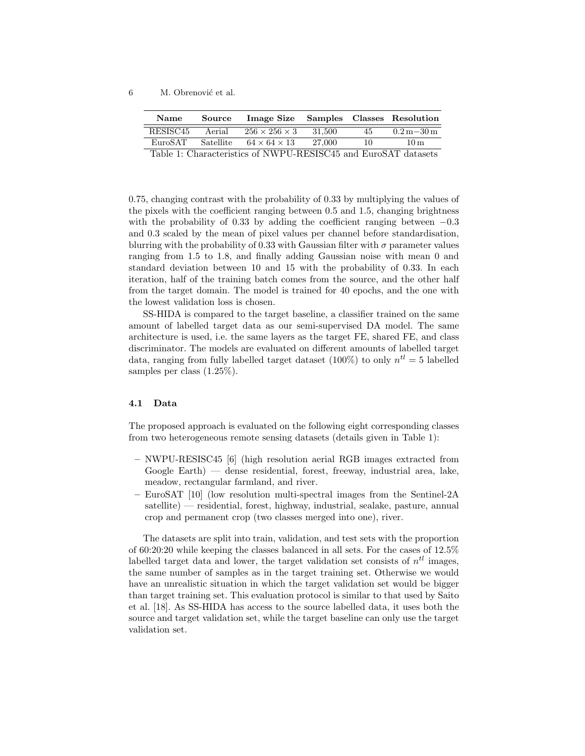| Name | Source | Image Size | Samples | Classes | Resolution |
|---|---|---|---|---|---|
| RESISC45 | Aerial | $256 \times 256 \times 3$ | 31,500 | 45 | 0.2 m−30 m |
| EuroSAT | Satellite | $64 \times 64 \times 13$ | 27,000 | 10 | 10 m |

Table 1: Characteristics of NWPU-RESISC45 and EuroSAT datasets

0.75, changing contrast with the probability of 0.33 by multiplying the values of the pixels with the coefficient ranging between 0.5 and 1.5, changing brightness with the probability of 0.33 by adding the coefficient ranging between −0.3 and 0.3 scaled by the mean of pixel values per channel before standardisation, blurring with the probability of 0.33 with Gaussian filter with $\sigma$ parameter values ranging from 1.5 to 1.8, and finally adding Gaussian noise with mean 0 and standard deviation between 10 and 15 with the probability of 0.33. In each iteration, half of the training batch comes from the source, and the other half from the target domain. The model is trained for 40 epochs, and the one with the lowest validation loss is chosen.

SS-HIDA is compared to the target baseline, a classifier trained on the same amount of labelled target data as our semi-supervised DA model. The same architecture is used, i.e. the same layers as the target FE, shared FE, and class discriminator. The models are evaluated on different amounts of labelled target data, ranging from fully labelled target dataset (100%) to only $n^{tl} = 5$ labelled samples per class (1.25%).

### 4.1 Data

The proposed approach is evaluated on the following eight corresponding classes from two heterogeneous remote sensing datasets (details given in Table 1):

- NWPU-RESISC45 [6] (high resolution aerial RGB images extracted from Google Earth) — dense residential, forest, freeway, industrial area, lake, meadow, rectangular farmland, and river.
- EuroSAT [10] (low resolution multi-spectral images from the Sentinel-2A satellite) — residential, forest, highway, industrial, sealake, pasture, annual crop and permanent crop (two classes merged into one), river.

The datasets are split into train, validation, and test sets with the proportion of 60:20:20 while keeping the classes balanced in all sets. For the cases of 12.5% labelled target data and lower, the target validation set consists of $n^{tl}$ images, the same number of samples as in the target training set. Otherwise we would have an unrealistic situation in which the target validation set would be bigger than target training set. This evaluation protocol is similar to that used by Saito et al. [18]. As SS-HIDA has access to the source labelled data, it uses both the source and target validation set, while the target baseline can only use the target validation set.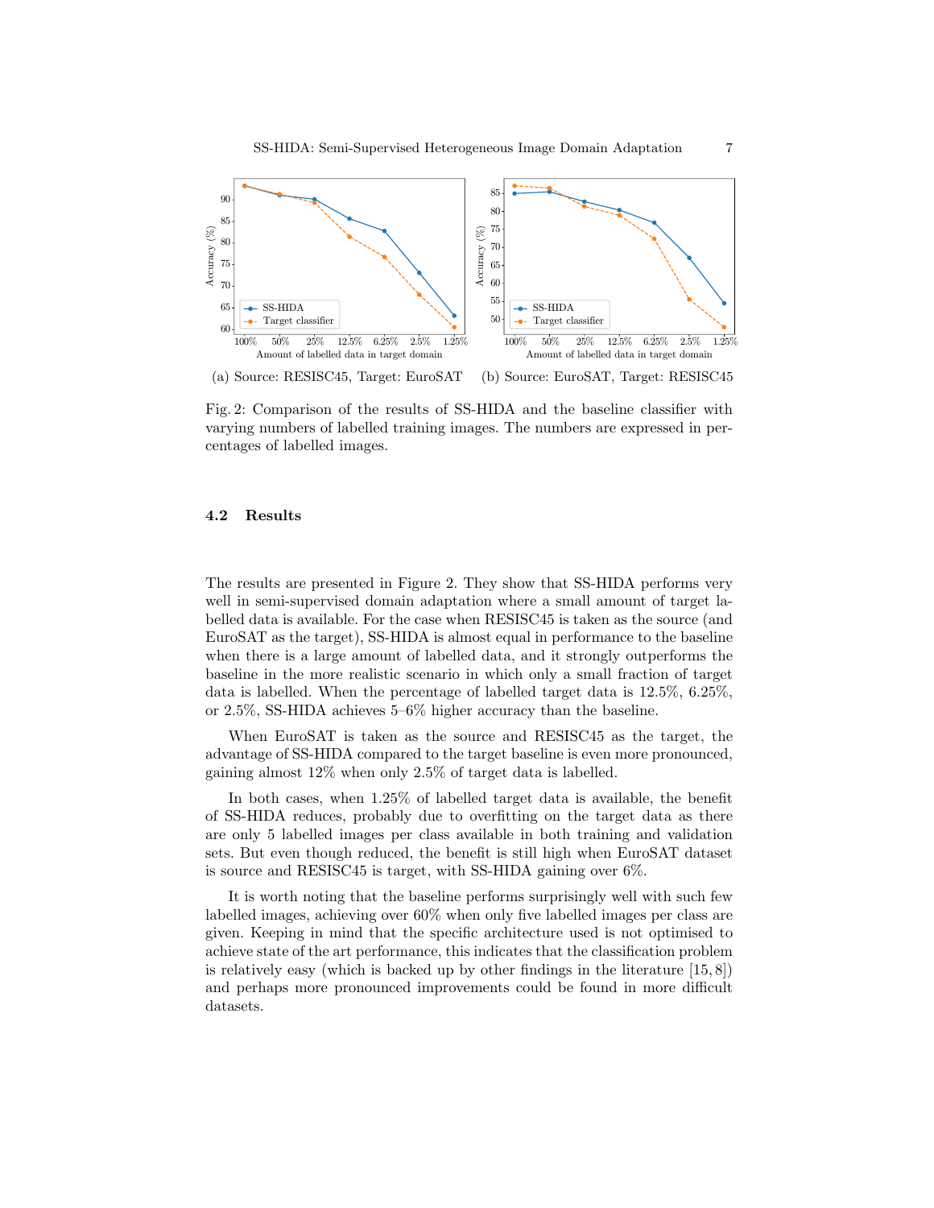(a) Source: RESISC45, Target: EuroSAT (b) Source: EuroSAT, Target: RESISC45

Fig. 2: Comparison of the results of SS-HIDA and the baseline classifier with varying numbers of labelled training images. The numbers are expressed in percentages of labelled images.

### 4.2 Results

The results are presented in Figure 2. They show that SS-HIDA performs very well in semi-supervised domain adaptation where a small amount of target labelled data is available. For the case when RESISC45 is taken as the source (and EuroSAT as the target), SS-HIDA is almost equal in performance to the baseline when there is a large amount of labelled data, and it strongly outperforms the baseline in the more realistic scenario in which only a small fraction of target data is labelled. When the percentage of labelled target data is 12.5%, 6.25%, or 2.5%, SS-HIDA achieves 5–6% higher accuracy than the baseline.

When EuroSAT is taken as the source and RESISC45 as the target, the advantage of SS-HIDA compared to the target baseline is even more pronounced, gaining almost 12% when only 2.5% of target data is labelled.

In both cases, when 1.25% of labelled target data is available, the benefit of SS-HIDA reduces, probably due to overfitting on the target data as there are only 5 labelled images per class available in both training and validation sets. But even though reduced, the benefit is still high when EuroSAT dataset is source and RESISC45 is target, with SS-HIDA gaining over 6%.

It is worth noting that the baseline performs surprisingly well with such few labelled images, achieving over 60% when only five labelled images per class are given. Keeping in mind that the specific architecture used is not optimised to achieve state of the art performance, this indicates that the classification problem is relatively easy (which is backed up by other findings in the literature [15, 8]) and perhaps more pronounced improvements could be found in more difficult datasets.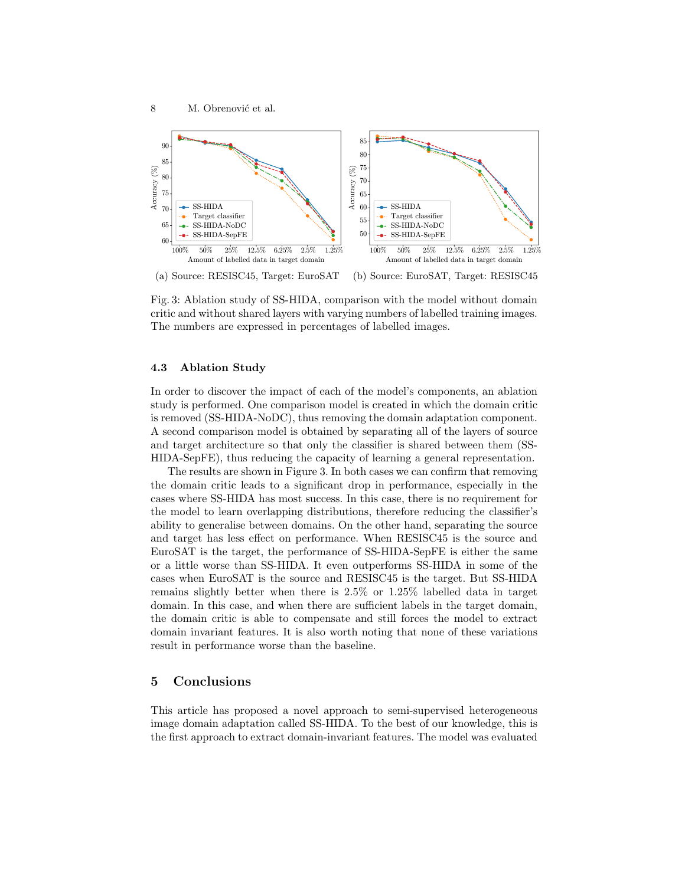(a) Source: RESISC45, Target: EuroSAT (b) Source: EuroSAT, Target: RESISC45

Fig. 3: Ablation study of SS-HIDA, comparison with the model without domain critic and without shared layers with varying numbers of labelled training images. The numbers are expressed in percentages of labelled images.

### 4.3 Ablation Study

In order to discover the impact of each of the model's components, an ablation study is performed. One comparison model is created in which the domain critic is removed (SS-HIDA-NoDC), thus removing the domain adaptation component. A second comparison model is obtained by separating all of the layers of source and target architecture so that only the classifier is shared between them (SS-HIDA-SepFE), thus reducing the capacity of learning a general representation.

The results are shown in Figure 3. In both cases we can confirm that removing the domain critic leads to a significant drop in performance, especially in the cases where SS-HIDA has most success. In this case, there is no requirement for the model to learn overlapping distributions, therefore reducing the classifier's ability to generalise between domains. On the other hand, separating the source and target has less effect on performance. When RESISC45 is the source and EuroSAT is the target, the performance of SS-HIDA-SepFE is either the same or a little worse than SS-HIDA. It even outperforms SS-HIDA in some of the cases when EuroSAT is the source and RESISC45 is the target. But SS-HIDA remains slightly better when there is 2.5% or 1.25% labelled data in target domain. In this case, and when there are sufficient labels in the target domain, the domain critic is able to compensate and still forces the model to extract domain invariant features. It is also worth noting that none of these variations result in performance worse than the baseline.

## 5 Conclusions

This article has proposed a novel approach to semi-supervised heterogeneous image domain adaptation called SS-HIDA. To the best of our knowledge, this is the first approach to extract domain-invariant features. The model was evaluated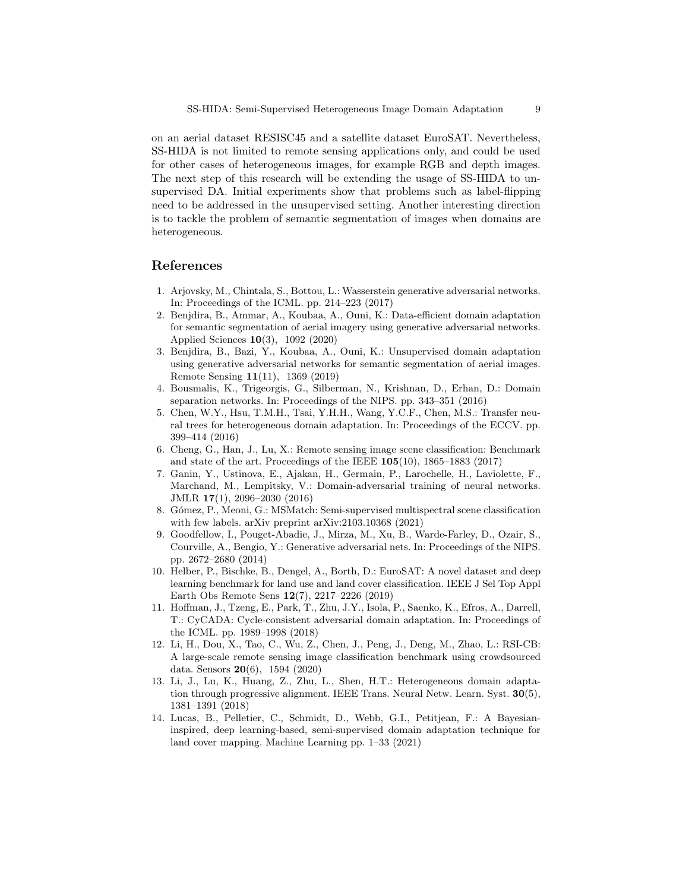on an aerial dataset RESISC45 and a satellite dataset EuroSAT. Nevertheless, SS-HIDA is not limited to remote sensing applications only, and could be used for other cases of heterogeneous images, for example RGB and depth images. The next step of this research will be extending the usage of SS-HIDA to unsupervised DA. Initial experiments show that problems such as label-flipping need to be addressed in the unsupervised setting. Another interesting direction is to tackle the problem of semantic segmentation of images when domains are heterogeneous.

## References

1. Arjovsky, M., Chintala, S., Bottou, L.: Wasserstein generative adversarial networks. In: Proceedings of the ICML. pp. 214–223 (2017)
2. Benjdira, B., Ammar, A., Koubaa, A., Ouni, K.: Data-efficient domain adaptation for semantic segmentation of aerial imagery using generative adversarial networks. Applied Sciences **10**(3), 1092 (2020)
3. Benjdira, B., Bazi, Y., Koubaa, A., Ouni, K.: Unsupervised domain adaptation using generative adversarial networks for semantic segmentation of aerial images. Remote Sensing **11**(11), 1369 (2019)
4. Bousmalis, K., Trigeorgis, G., Silberman, N., Krishnan, D., Erhan, D.: Domain separation networks. In: Proceedings of the NIPS. pp. 343–351 (2016)
5. Chen, W.Y., Hsu, T.M.H., Tsai, Y.H.H., Wang, Y.C.F., Chen, M.S.: Transfer neural trees for heterogeneous domain adaptation. In: Proceedings of the ECCV. pp. 399–414 (2016)
6. Cheng, G., Han, J., Lu, X.: Remote sensing image scene classification: Benchmark and state of the art. Proceedings of the IEEE **105**(10), 1865–1883 (2017)
7. Ganin, Y., Ustinova, E., Ajakan, H., Germain, P., Larochelle, H., Laviolette, F., Marchand, M., Lempitsky, V.: Domain-adversarial training of neural networks. JMLR **17**(1), 2096–2030 (2016)
8. Gómez, P., Meoni, G.: MSMatch: Semi-supervised multispectral scene classification with few labels. arXiv preprint arXiv:2103.10368 (2021)
9. Goodfellow, I., Pouget-Abadie, J., Mirza, M., Xu, B., Warde-Farley, D., Ozair, S., Courville, A., Bengio, Y.: Generative adversarial nets. In: Proceedings of the NIPS. pp. 2672–2680 (2014)
10. Helber, P., Bischke, B., Dengel, A., Borth, D.: EuroSAT: A novel dataset and deep learning benchmark for land use and land cover classification. IEEE J Sel Top Appl Earth Obs Remote Sens **12**(7), 2217–2226 (2019)
11. Hoffman, J., Tzeng, E., Park, T., Zhu, J.Y., Isola, P., Saenko, K., Efros, A., Darrell, T.: CyCADA: Cycle-consistent adversarial domain adaptation. In: Proceedings of the ICML. pp. 1989–1998 (2018)
12. Li, H., Dou, X., Tao, C., Wu, Z., Chen, J., Peng, J., Deng, M., Zhao, L.: RSI-CB: A large-scale remote sensing image classification benchmark using crowdsourced data. Sensors **20**(6), 1594 (2020)
13. Li, J., Lu, K., Huang, Z., Zhu, L., Shen, H.T.: Heterogeneous domain adaptation through progressive alignment. IEEE Trans. Neural Netw. Learn. Syst. **30**(5), 1381–1391 (2018)
14. Lucas, B., Pelletier, C., Schmidt, D., Webb, G.I., Petitjean, F.: A Bayesian-inspired, deep learning-based, semi-supervised domain adaptation technique for land cover mapping. Machine Learning pp. 1–33 (2021)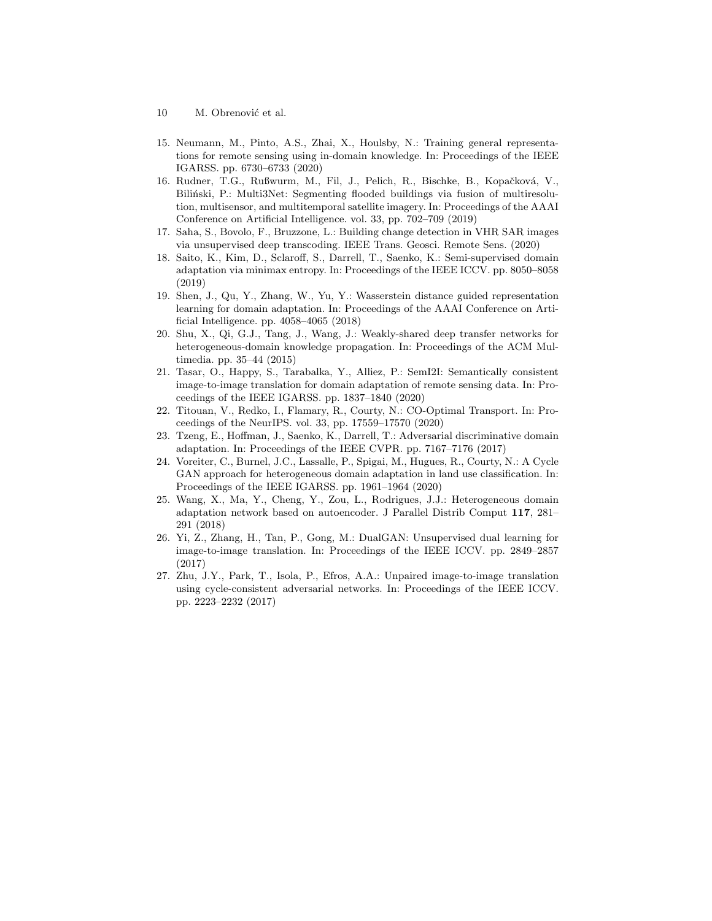15. Neumann, M., Pinto, A.S., Zhai, X., Houlsby, N.: Training general representations for remote sensing using in-domain knowledge. In: Proceedings of the IEEE IGARSS. pp. 6730–6733 (2020)
16. Rudner, T.G., Rußwurm, M., Fil, J., Pelich, R., Bischke, B., Kopačková, V., Biliński, P.: Multi3Net: Segmenting flooded buildings via fusion of multiresolution, multisensor, and multitemporal satellite imagery. In: Proceedings of the AAAI Conference on Artificial Intelligence. vol. 33, pp. 702–709 (2019)
17. Saha, S., Bovolo, F., Bruzzone, L.: Building change detection in VHR SAR images via unsupervised deep transcoding. IEEE Trans. Geosci. Remote Sens. (2020)
18. Saito, K., Kim, D., Sclaroff, S., Darrell, T., Saenko, K.: Semi-supervised domain adaptation via minimax entropy. In: Proceedings of the IEEE ICCV. pp. 8050–8058 (2019)
19. Shen, J., Qu, Y., Zhang, W., Yu, Y.: Wasserstein distance guided representation learning for domain adaptation. In: Proceedings of the AAAI Conference on Artificial Intelligence. pp. 4058–4065 (2018)
20. Shu, X., Qi, G.J., Tang, J., Wang, J.: Weakly-shared deep transfer networks for heterogeneous-domain knowledge propagation. In: Proceedings of the ACM Multimedia. pp. 35–44 (2015)
21. Tasar, O., Happy, S., Tarabalka, Y., Alliez, P.: SemI2I: Semantically consistent image-to-image translation for domain adaptation of remote sensing data. In: Proceedings of the IEEE IGARSS. pp. 1837–1840 (2020)
22. Titouan, V., Redko, I., Flamary, R., Courty, N.: CO-Optimal Transport. In: Proceedings of the NeurIPS. vol. 33, pp. 17559–17570 (2020)
23. Tzeng, E., Hoffman, J., Saenko, K., Darrell, T.: Adversarial discriminative domain adaptation. In: Proceedings of the IEEE CVPR. pp. 7167–7176 (2017)
24. Voreiter, C., Burnel, J.C., Lassalle, P., Spigai, M., Hugues, R., Courty, N.: A Cycle GAN approach for heterogeneous domain adaptation in land use classification. In: Proceedings of the IEEE IGARSS. pp. 1961–1964 (2020)
25. Wang, X., Ma, Y., Cheng, Y., Zou, L., Rodrigues, J.J.: Heterogeneous domain adaptation network based on autoencoder. J Parallel Distrib Comput **117**, 281–291 (2018)
26. Yi, Z., Zhang, H., Tan, P., Gong, M.: DualGAN: Unsupervised dual learning for image-to-image translation. In: Proceedings of the IEEE ICCV. pp. 2849–2857 (2017)
27. Zhu, J.Y., Park, T., Isola, P., Efros, A.A.: Unpaired image-to-image translation using cycle-consistent adversarial networks. In: Proceedings of the IEEE ICCV. pp. 2223–2232 (2017)